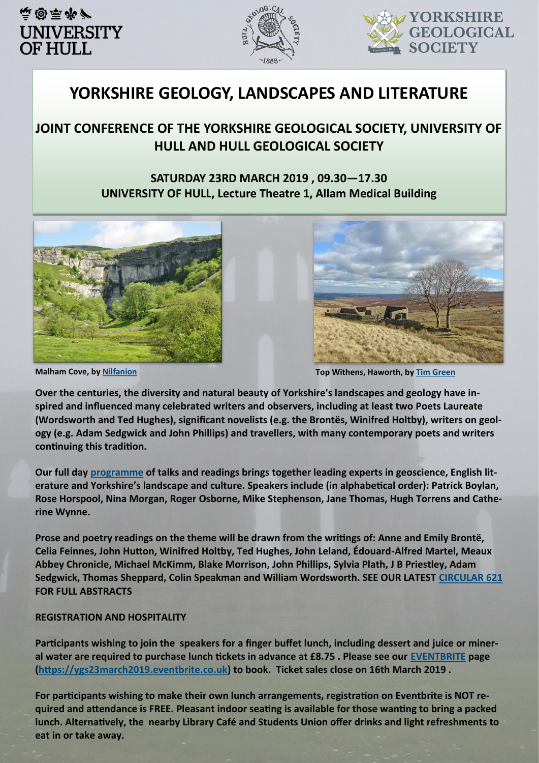# YORKSHIRE GEOLOGY, LANDSCAPES AND LITERATURE

## JOINT CONFERENCE OF THE YORKSHIRE GEOLOGICAL SOCIETY, UNIVERSITY OF HULL AND HULL GEOLOGICAL SOCIETY

### SATURDAY 23RD MARCH 2019 , 09.30—17.30
### UNIVERSITY OF HULL, Lecture Theatre 1, Allam Medical Building

Malham Cove, by Nilfanion

Top Withens, Haworth, by Tim Green

**Over the centuries, the diversity and natural beauty of Yorkshire's landscapes and geology have inspired and influenced many celebrated writers and observers, including at least two Poets Laureate (Wordsworth and Ted Hughes), significant novelists (e.g. the Brontës, Winifred Holtby), writers on geology (e.g. Adam Sedgwick and John Phillips) and travellers, with many contemporary poets and writers continuing this tradition.**

**Our full day programme of talks and readings brings together leading experts in geoscience, English literature and Yorkshire's landscape and culture. Speakers include (in alphabetical order): Patrick Boylan, Rose Horspool, Nina Morgan, Roger Osborne, Mike Stephenson, Jane Thomas, Hugh Torrens and Catherine Wynne.**

**Prose and poetry readings on the theme will be drawn from the writings of: Anne and Emily Brontë, Celia Feinnes, John Hutton, Winifred Holtby, Ted Hughes, John Leland, Édouard-Alfred Martel, Meaux Abbey Chronicle, Michael McKimm, Blake Morrison, John Phillips, Sylvia Plath, J B Priestley, Adam Sedgwick, Thomas Sheppard, Colin Speakman and William Wordsworth. SEE OUR LATEST CIRCULAR 621 FOR FULL ABSTRACTS**

**REGISTRATION AND HOSPITALITY**

**Participants wishing to join the speakers for a finger buffet lunch, including dessert and juice or mineral water are required to purchase lunch tickets in advance at £8.75 . Please see our EVENTBRITE page (https://ygs23march2019.eventbrite.co.uk) to book. Ticket sales close on 16th March 2019 .**

**For participants wishing to make their own lunch arrangements, registration on Eventbrite is NOT required and attendance is FREE. Pleasant indoor seating is available for those wanting to bring a packed lunch. Alternatively, the nearby Library Café and Students Union offer drinks and light refreshments to eat in or take away.**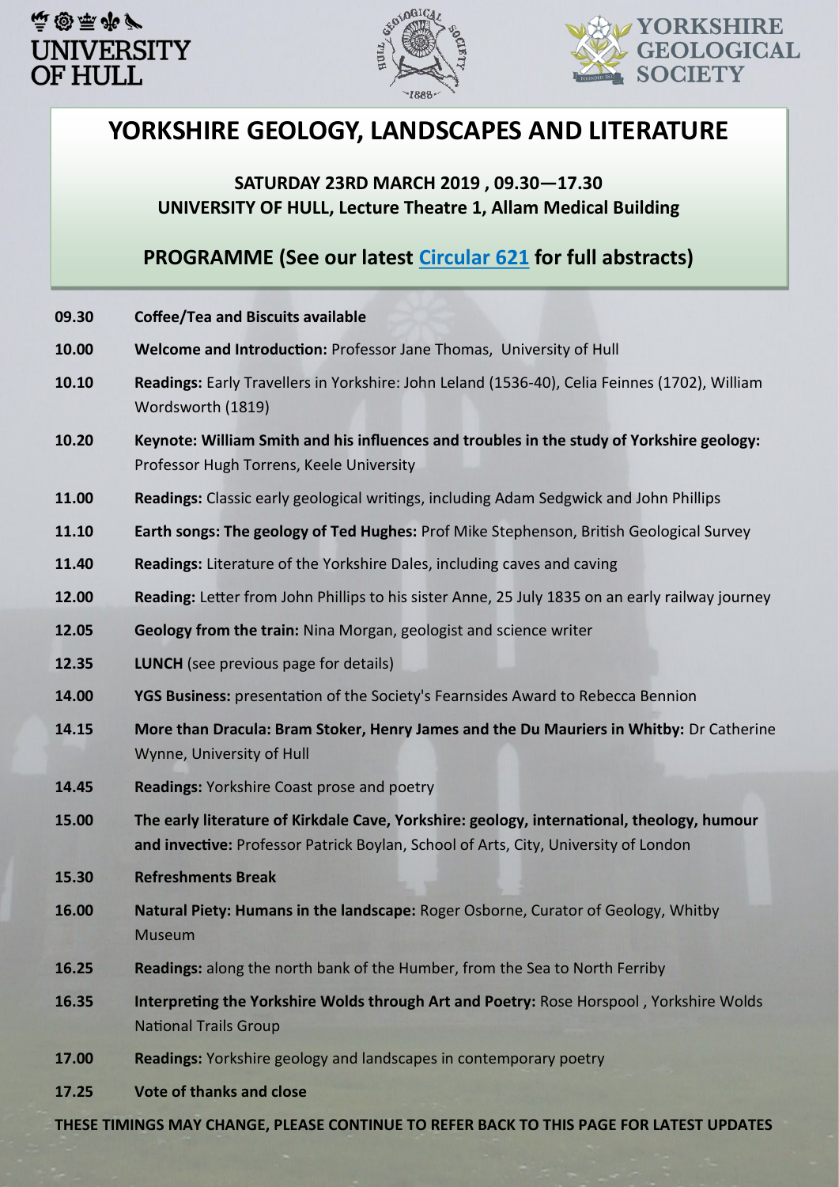UNIVERSITY OF HULL

YORKSHIRE GEOLOGICAL SOCIETY

# YORKSHIRE GEOLOGY, LANDSCAPES AND LITERATURE

**SATURDAY 23RD MARCH 2019 , 09.30—17.30**
**UNIVERSITY OF HULL, Lecture Theatre 1, Allam Medical Building**

## PROGRAMME (See our latest Circular 621 for full abstracts)

| | |
|---|---|
| **09.30** | **Coffee/Tea and Biscuits available** |
| **10.00** | **Welcome and Introduction:** Professor Jane Thomas, University of Hull |
| **10.10** | **Readings:** Early Travellers in Yorkshire: John Leland (1536-40), Celia Feinnes (1702), William Wordsworth (1819) |
| **10.20** | **Keynote: William Smith and his influences and troubles in the study of Yorkshire geology:** Professor Hugh Torrens, Keele University |
| **11.00** | **Readings:** Classic early geological writings, including Adam Sedgwick and John Phillips |
| **11.10** | **Earth songs: The geology of Ted Hughes:** Prof Mike Stephenson, British Geological Survey |
| **11.40** | **Readings:** Literature of the Yorkshire Dales, including caves and caving |
| **12.00** | **Reading:** Letter from John Phillips to his sister Anne, 25 July 1835 on an early railway journey |
| **12.05** | **Geology from the train:** Nina Morgan, geologist and science writer |
| **12.35** | **LUNCH** (see previous page for details) |
| **14.00** | **YGS Business:** presentation of the Society's Fearnsides Award to Rebecca Bennion |
| **14.15** | **More than Dracula: Bram Stoker, Henry James and the Du Mauriers in Whitby:** Dr Catherine Wynne, University of Hull |
| **14.45** | **Readings:** Yorkshire Coast prose and poetry |
| **15.00** | **The early literature of Kirkdale Cave, Yorkshire: geology, international, theology, humour and invective:** Professor Patrick Boylan, School of Arts, City, University of London |
| **15.30** | **Refreshments Break** |
| **16.00** | **Natural Piety: Humans in the landscape:** Roger Osborne, Curator of Geology, Whitby Museum |
| **16.25** | **Readings:** along the north bank of the Humber, from the Sea to North Ferriby |
| **16.35** | **Interpreting the Yorkshire Wolds through Art and Poetry:** Rose Horspool , Yorkshire Wolds National Trails Group |
| **17.00** | **Readings:** Yorkshire geology and landscapes in contemporary poetry |
| **17.25** | **Vote of thanks and close** |

**THESE TIMINGS MAY CHANGE, PLEASE CONTINUE TO REFER BACK TO THIS PAGE FOR LATEST UPDATES**